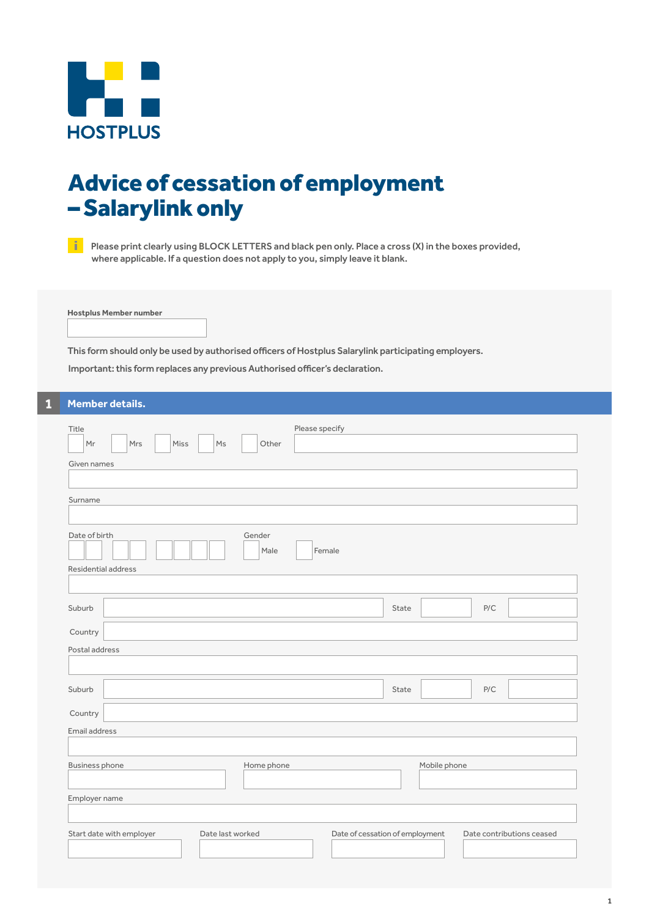HOSTPLUS

# Advice of cessation of employment – Salarylink only

Please print clearly using BLOCK LETTERS and black pen only. Place a cross (X) in the boxes provided, where applicable. If a question does not apply to you, simply leave it blank.

**Hostplus Member number**

This form should only be used by authorised officers of Hostplus Salarylink participating employers.

Important: this form replaces any previous Authorised officer's declaration.

## 1 Member details.

Title
☐ Mr ☐ Mrs ☐ Miss ☐ Ms ☐ Other

Please specify

Given names

Surname

Date of birth

Gender
☐ Male ☐ Female

Residential address

Suburb

State

P/C

Country

Postal address

Suburb

State

P/C

Country

Email address

Business phone

Home phone

Mobile phone

Employer name

Start date with employer

Date last worked

Date of cessation of employment

Date contributions ceased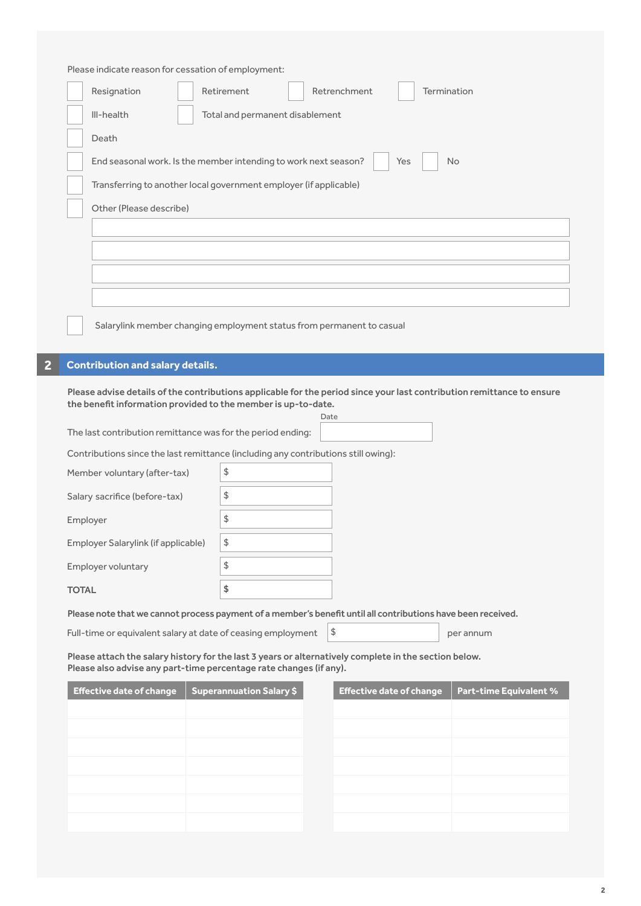Please indicate reason for cessation of employment:

- [ ] Resignation
- [ ] Retirement
- [ ] Retrenchment
- [ ] Termination
- [ ] Ill-health
- [ ] Total and permanent disablement
- [ ] Death
- [ ] End seasonal work. Is the member intending to work next season? [ ] Yes [ ] No
- [ ] Transferring to another local government employer (if applicable)
- [ ] Other (Please describe)

____________________________________________

____________________________________________

____________________________________________

____________________________________________

- [ ] Salarylink member changing employment status from permanent to casual

## 2 Contribution and salary details.

**Please advise details of the contributions applicable for the period since your last contribution remittance to ensure the benefit information provided to the member is up-to-date.**

The last contribution remittance was for the period ending: Date ____________

Contributions since the last remittance (including any contributions still owing):

| | |
|---|---|
| Member voluntary (after-tax) | $ |
| Salary sacrifice (before-tax) | $ |
| Employer | $ |
| Employer Salarylink (if applicable) | $ |
| Employer voluntary | $ |
| **TOTAL** | $ |

**Please note that we cannot process payment of a member's benefit until all contributions have been received.**

Full-time or equivalent salary at date of ceasing employment $ ____________ per annum

**Please attach the salary history for the last 3 years or alternatively complete in the section below.**
**Please also advise any part-time percentage rate changes (if any).**

| Effective date of change | Superannuation Salary $ |
|---|---|
| | |
| | |
| | |
| | |
| | |
| | |
| | |

| Effective date of change | Part-time Equivalent % |
|---|---|
| | |
| | |
| | |
| | |
| | |
| | |
| | |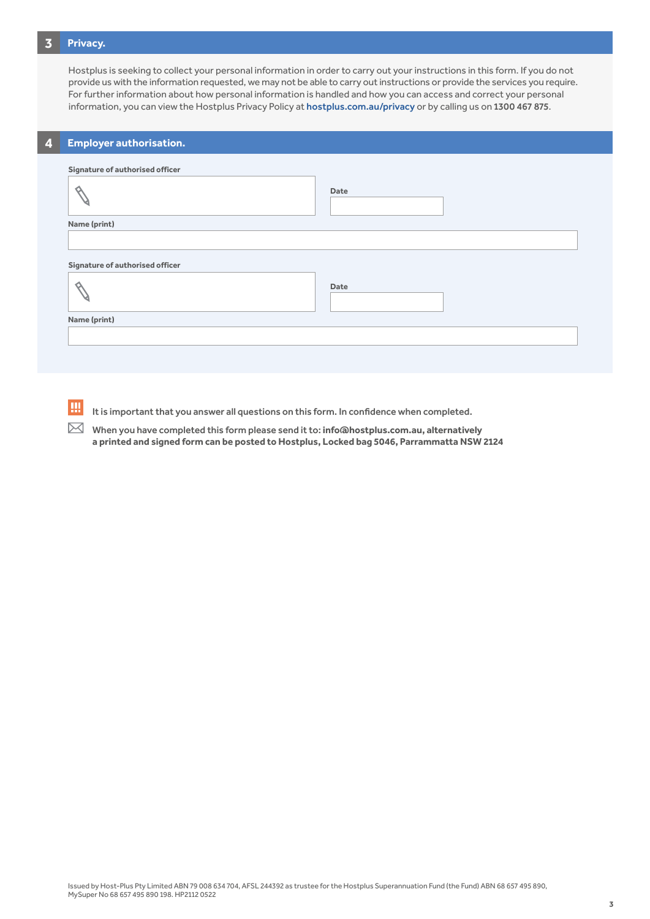## 3 Privacy.

Hostplus is seeking to collect your personal information in order to carry out your instructions in this form. If you do not provide us with the information requested, we may not be able to carry out instructions or provide the services you require. For further information about how personal information is handled and how you can access and correct your personal information, you can view the Hostplus Privacy Policy at **hostplus.com.au/privacy** or by calling us on **1300 467 875**.

## 4 Employer authorisation.

**Signature of authorised officer**

**Date**

**Name (print)**

**Signature of authorised officer**

**Date**

**Name (print)**

It is important that you answer all questions on this form. In confidence when completed.

When you have completed this form please send it to: **info@hostplus.com.au, alternatively a printed and signed form can be posted to Hostplus, Locked bag 5046, Parrammatta NSW 2124**

Issued by Host-Plus Pty Limited ABN 79 008 634 704, AFSL 244392 as trustee for the Hostplus Superannuation Fund (the Fund) ABN 68 657 495 890, MySuper No 68 657 495 890 198. HP2112 0522